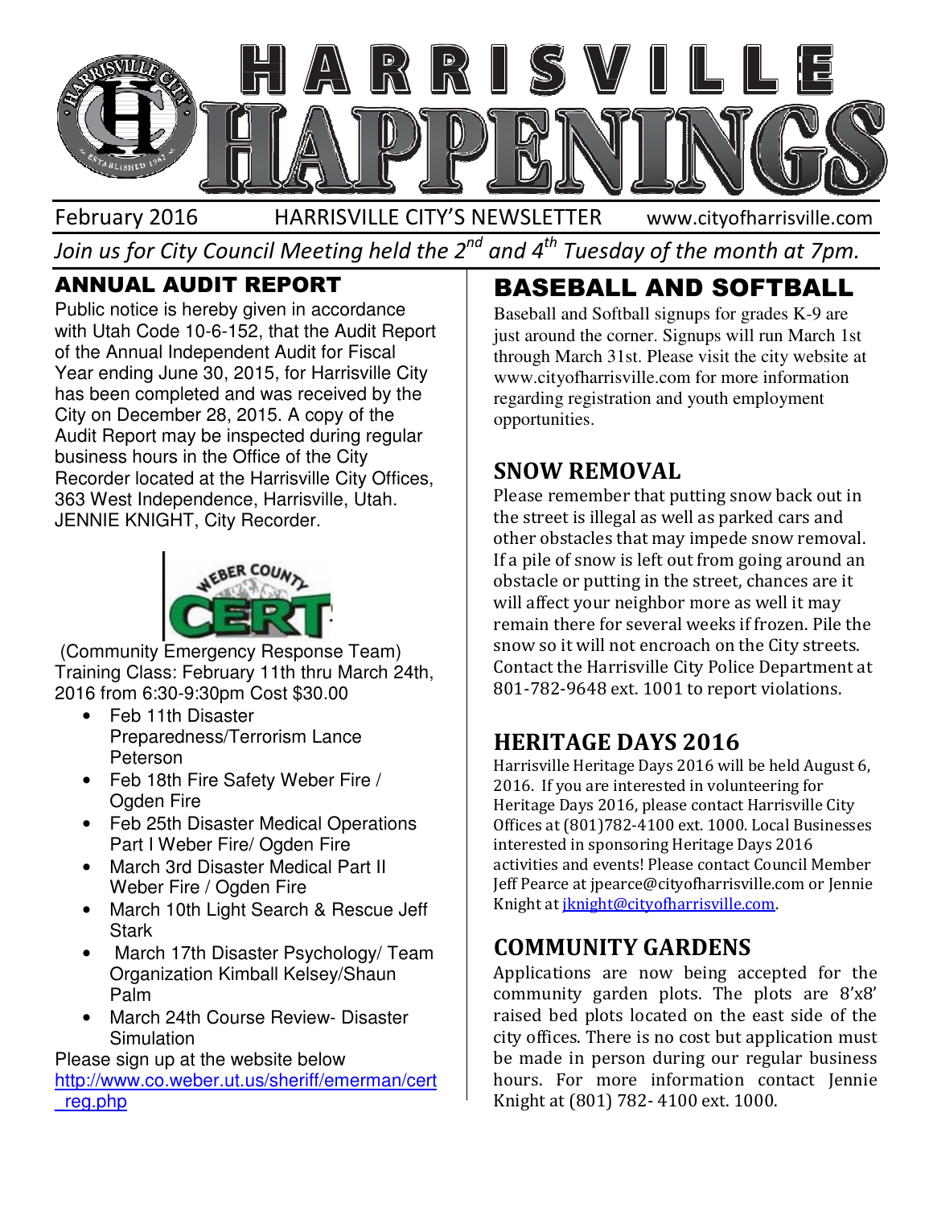# HARRISVILLE HAPPENINGS

February 2016 HARRISVILLE CITY'S NEWSLETTER www.cityofharrisville.com

*Join us for City Council Meeting held the 2nd and 4th Tuesday of the month at 7pm.*

## ANNUAL AUDIT REPORT

Public notice is hereby given in accordance with Utah Code 10-6-152, that the Audit Report of the Annual Independent Audit for Fiscal Year ending June 30, 2015, for Harrisville City has been completed and was received by the City on December 28, 2015. A copy of the Audit Report may be inspected during regular business hours in the Office of the City Recorder located at the Harrisville City Offices, 363 West Independence, Harrisville, Utah. JENNIE KNIGHT, City Recorder.

WEBER COUNTY CERT

(Community Emergency Response Team) Training Class: February 11th thru March 24th, 2016 from 6:30-9:30pm Cost $30.00

- Feb 11th Disaster Preparedness/Terrorism Lance Peterson
- Feb 18th Fire Safety Weber Fire / Ogden Fire
- Feb 25th Disaster Medical Operations Part I Weber Fire/ Ogden Fire
- March 3rd Disaster Medical Part II Weber Fire / Ogden Fire
- March 10th Light Search & Rescue Jeff Stark
- March 17th Disaster Psychology/ Team Organization Kimball Kelsey/Shaun Palm
- March 24th Course Review- Disaster Simulation

Please sign up at the website below
http://www.co.weber.ut.us/sheriff/emerman/cert_reg.php

## BASEBALL AND SOFTBALL

Baseball and Softball signups for grades K-9 are just around the corner. Signups will run March 1st through March 31st. Please visit the city website at www.cityofharrisville.com for more information regarding registration and youth employment opportunities.

## SNOW REMOVAL

Please remember that putting snow back out in the street is illegal as well as parked cars and other obstacles that may impede snow removal. If a pile of snow is left out from going around an obstacle or putting in the street, chances are it will affect your neighbor more as well it may remain there for several weeks if frozen. Pile the snow so it will not encroach on the City streets. Contact the Harrisville City Police Department at 801-782-9648 ext. 1001 to report violations.

## HERITAGE DAYS 2016

Harrisville Heritage Days 2016 will be held August 6, 2016. If you are interested in volunteering for Heritage Days 2016, please contact Harrisville City Offices at (801)782-4100 ext. 1000. Local Businesses interested in sponsoring Heritage Days 2016 activities and events! Please contact Council Member Jeff Pearce at jpearce@cityofharrisville.com or Jennie Knight at jknight@cityofharrisville.com.

## COMMUNITY GARDENS

Applications are now being accepted for the community garden plots. The plots are 8'x8' raised bed plots located on the east side of the city offices. There is no cost but application must be made in person during our regular business hours. For more information contact Jennie Knight at (801) 782- 4100 ext. 1000.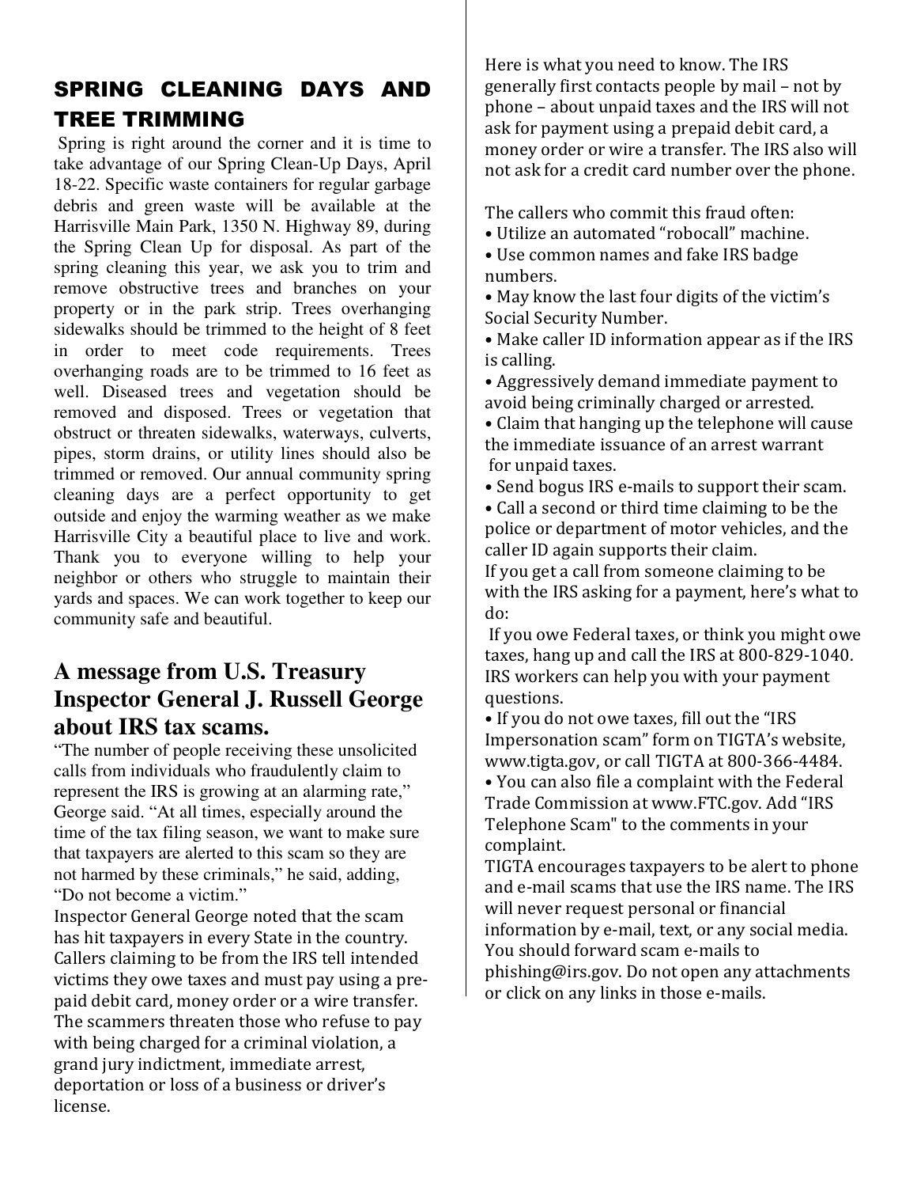## SPRING CLEANING DAYS AND TREE TRIMMING

Spring is right around the corner and it is time to take advantage of our Spring Clean-Up Days, April 18-22. Specific waste containers for regular garbage debris and green waste will be available at the Harrisville Main Park, 1350 N. Highway 89, during the Spring Clean Up for disposal. As part of the spring cleaning this year, we ask you to trim and remove obstructive trees and branches on your property or in the park strip. Trees overhanging sidewalks should be trimmed to the height of 8 feet in order to meet code requirements. Trees overhanging roads are to be trimmed to 16 feet as well. Diseased trees and vegetation should be removed and disposed. Trees or vegetation that obstruct or threaten sidewalks, waterways, culverts, pipes, storm drains, or utility lines should also be trimmed or removed. Our annual community spring cleaning days are a perfect opportunity to get outside and enjoy the warming weather as we make Harrisville City a beautiful place to live and work. Thank you to everyone willing to help your neighbor or others who struggle to maintain their yards and spaces. We can work together to keep our community safe and beautiful.

## A message from U.S. Treasury Inspector General J. Russell George about IRS tax scams.

"The number of people receiving these unsolicited calls from individuals who fraudulently claim to represent the IRS is growing at an alarming rate," George said. "At all times, especially around the time of the tax filing season, we want to make sure that taxpayers are alerted to this scam so they are not harmed by these criminals," he said, adding, "Do not become a victim."

Inspector General George noted that the scam has hit taxpayers in every State in the country. Callers claiming to be from the IRS tell intended victims they owe taxes and must pay using a pre-paid debit card, money order or a wire transfer. The scammers threaten those who refuse to pay with being charged for a criminal violation, a grand jury indictment, immediate arrest, deportation or loss of a business or driver's license.

Here is what you need to know. The IRS generally first contacts people by mail – not by phone – about unpaid taxes and the IRS will not ask for payment using a prepaid debit card, a money order or wire a transfer. The IRS also will not ask for a credit card number over the phone.

The callers who commit this fraud often:

- Utilize an automated "robocall" machine.
- Use common names and fake IRS badge numbers.
- May know the last four digits of the victim's Social Security Number.
- Make caller ID information appear as if the IRS is calling.
- Aggressively demand immediate payment to avoid being criminally charged or arrested.
- Claim that hanging up the telephone will cause the immediate issuance of an arrest warrant for unpaid taxes.
- Send bogus IRS e-mails to support their scam.
- Call a second or third time claiming to be the police or department of motor vehicles, and the caller ID again supports their claim.

If you get a call from someone claiming to be with the IRS asking for a payment, here's what to do:

If you owe Federal taxes, or think you might owe taxes, hang up and call the IRS at 800-829-1040. IRS workers can help you with your payment questions.

- If you do not owe taxes, fill out the "IRS Impersonation scam" form on TIGTA's website, www.tigta.gov, or call TIGTA at 800-366-4484.
- You can also file a complaint with the Federal Trade Commission at www.FTC.gov. Add "IRS Telephone Scam" to the comments in your complaint.

TIGTA encourages taxpayers to be alert to phone and e-mail scams that use the IRS name. The IRS will never request personal or financial information by e-mail, text, or any social media. You should forward scam e-mails to phishing@irs.gov. Do not open any attachments or click on any links in those e-mails.